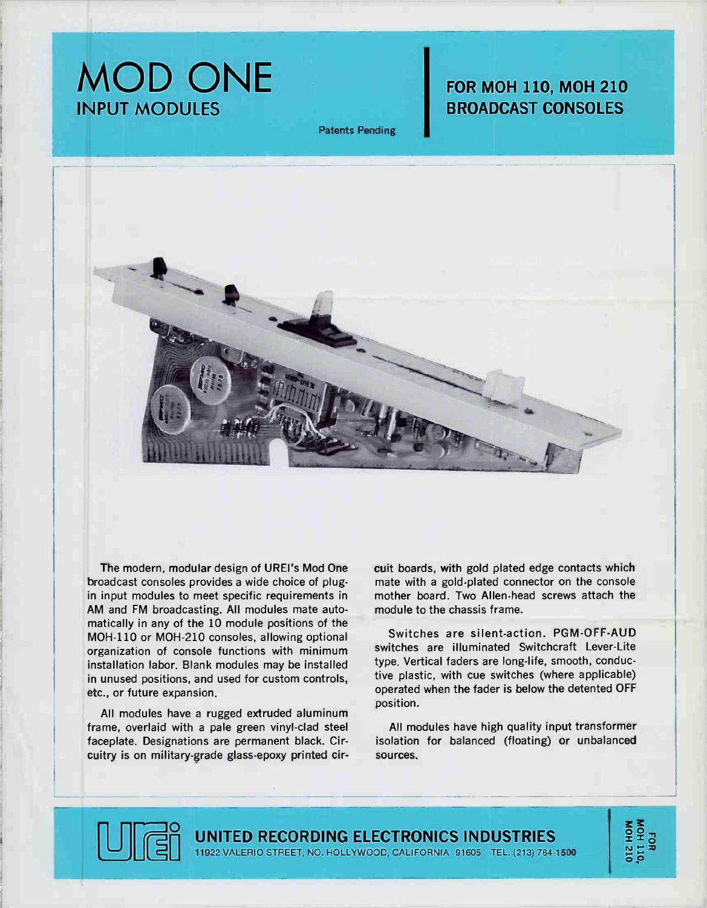# MOD ONE
## INPUT MODULES

Patents Pending

## FOR MOH 110, MOH 210 BROADCAST CONSOLES

The modern, modular design of UREI's Mod One broadcast consoles provides a wide choice of plug-in input modules to meet specific requirements in AM and FM broadcasting. All modules mate automatically in any of the 10 module positions of the MOH-110 or MOH-210 consoles, allowing optional organization of console functions with minimum installation labor. Blank modules may be installed in unused positions, and used for custom controls, etc., or future expansion.

All modules have a rugged extruded aluminum frame, overlaid with a pale green vinyl-clad steel faceplate. Designations are permanent black. Circuitry is on military-grade glass-epoxy printed circuit boards, with gold plated edge contacts which mate with a gold-plated connector on the console mother board. Two Allen-head screws attach the module to the chassis frame.

Switches are silent-action. PGM-OFF-AUD switches are illuminated Switchcraft Lever-Lite type. Vertical faders are long-life, smooth, conductive plastic, with cue switches (where applicable) operated when the fader is below the detented OFF position.

All modules have high quality input transformer isolation for balanced (floating) or unbalanced sources.

**UNITED RECORDING ELECTRONICS INDUSTRIES**
11922 VALERIO STREET, NO. HOLLYWOOD, CALIFORNIA 91605 TEL. (213) 764-1500

FOR MOH 110, MOH 210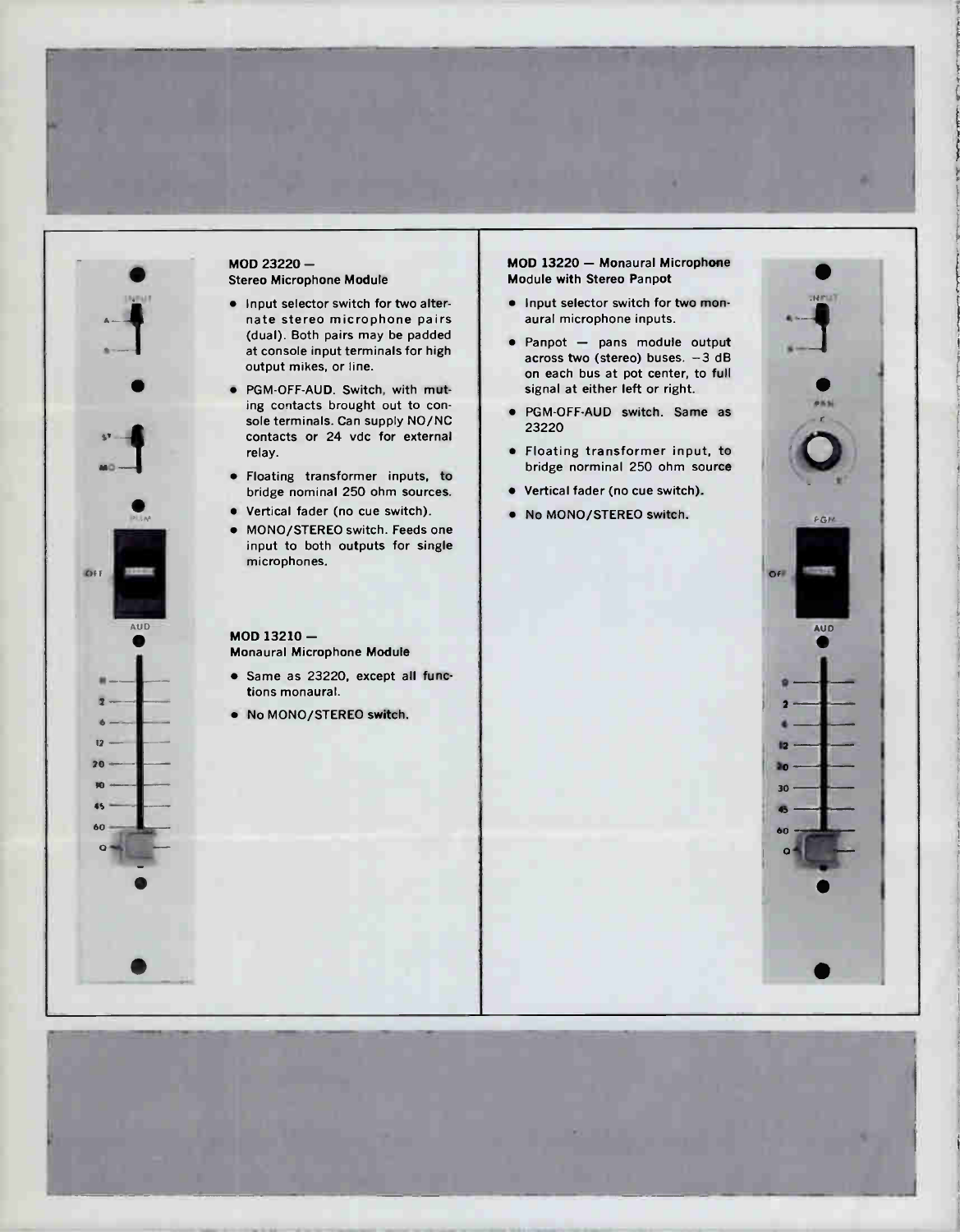**MOD 23220 — Stereo Microphone Module**

- Input selector switch for two alternate stereo microphone pairs (dual). Both pairs may be padded at console input terminals for high output mikes, or line.
- PGM-OFF-AUD. Switch, with muting contacts brought out to console terminals. Can supply NO/NC contacts or 24 vdc for external relay.
- Floating transformer inputs, to bridge nominal 250 ohm sources.
- Vertical fader (no cue switch).
- MONO/STEREO switch. Feeds one input to both outputs for single microphones.

**MOD 13210 — Monaural Microphone Module**

- Same as 23220, except all functions monaural.
- No MONO/STEREO switch.

**MOD 13220 — Monaural Microphone Module with Stereo Panpot**

- Input selector switch for two monaural microphone inputs.
- Panpot — pans module output across two (stereo) buses. −3 dB on each bus at pot center, to full signal at either left or right.
- PGM-OFF-AUD switch. Same as 23220
- Floating transformer input, to bridge norminal 250 ohm source
- Vertical fader (no cue switch).
- No MONO/STEREO switch.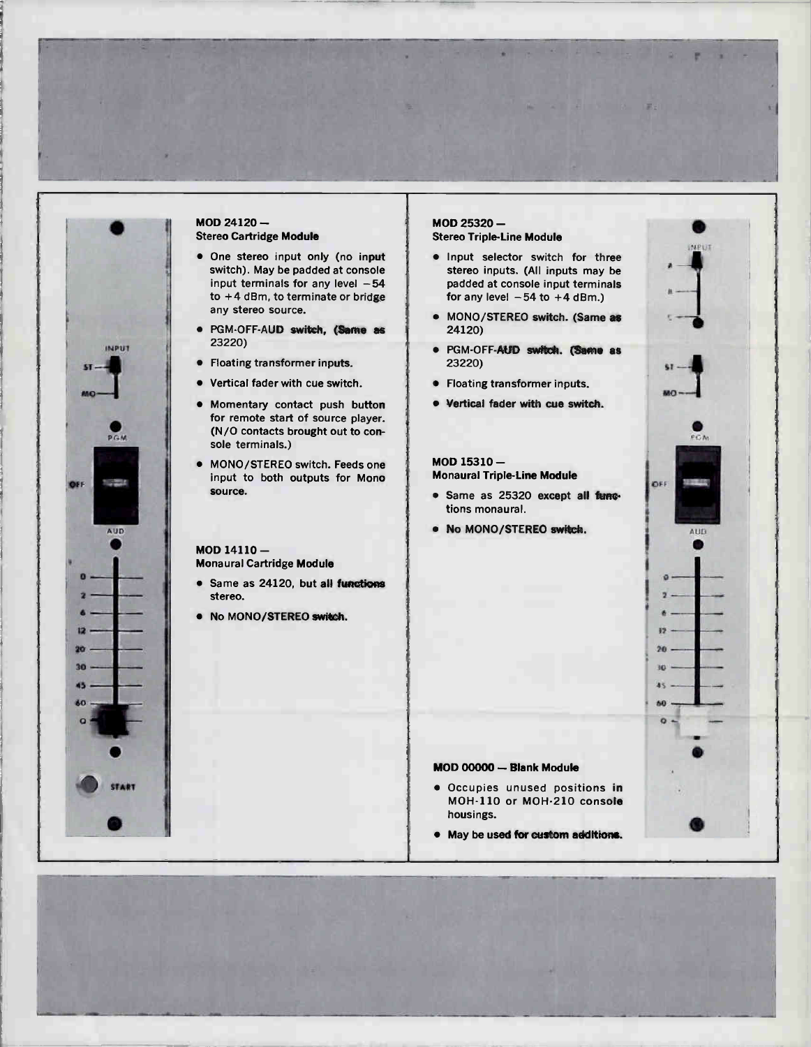**MOD 24120 —**
**Stereo Cartridge Module**

- One stereo input only (no input switch). May be padded at console input terminals for any level −54 to +4 dBm, to terminate or bridge any stereo source.
- PGM-OFF-AUD switch. (Same as 23220)
- Floating transformer inputs.
- Vertical fader with cue switch.
- Momentary contact push button for remote start of source player. (N/O contacts brought out to console terminals.)
- MONO/STEREO switch. Feeds one input to both outputs for Mono source.

**MOD 14110 —**
**Monaural Cartridge Module**

- Same as 24120, but all functions stereo.
- No MONO/STEREO switch.

**MOD 25320 —**
**Stereo Triple-Line Module**

- Input selector switch for three stereo inputs. (All inputs may be padded at console input terminals for any level −54 to +4 dBm.)
- MONO/STEREO switch. (Same as 24120)
- PGM-OFF-AUD switch. (Same as 23220)
- Floating transformer inputs.
- Vertical fader with cue switch.

**MOD 15310 —**
**Monaural Triple-Line Module**

- Same as 25320 except all functions monaural.
- No MONO/STEREO switch.

**MOD 00000 — Blank Module**

- Occupies unused positions in MOH-110 or MOH-210 console housings.
- May be used for custom additions.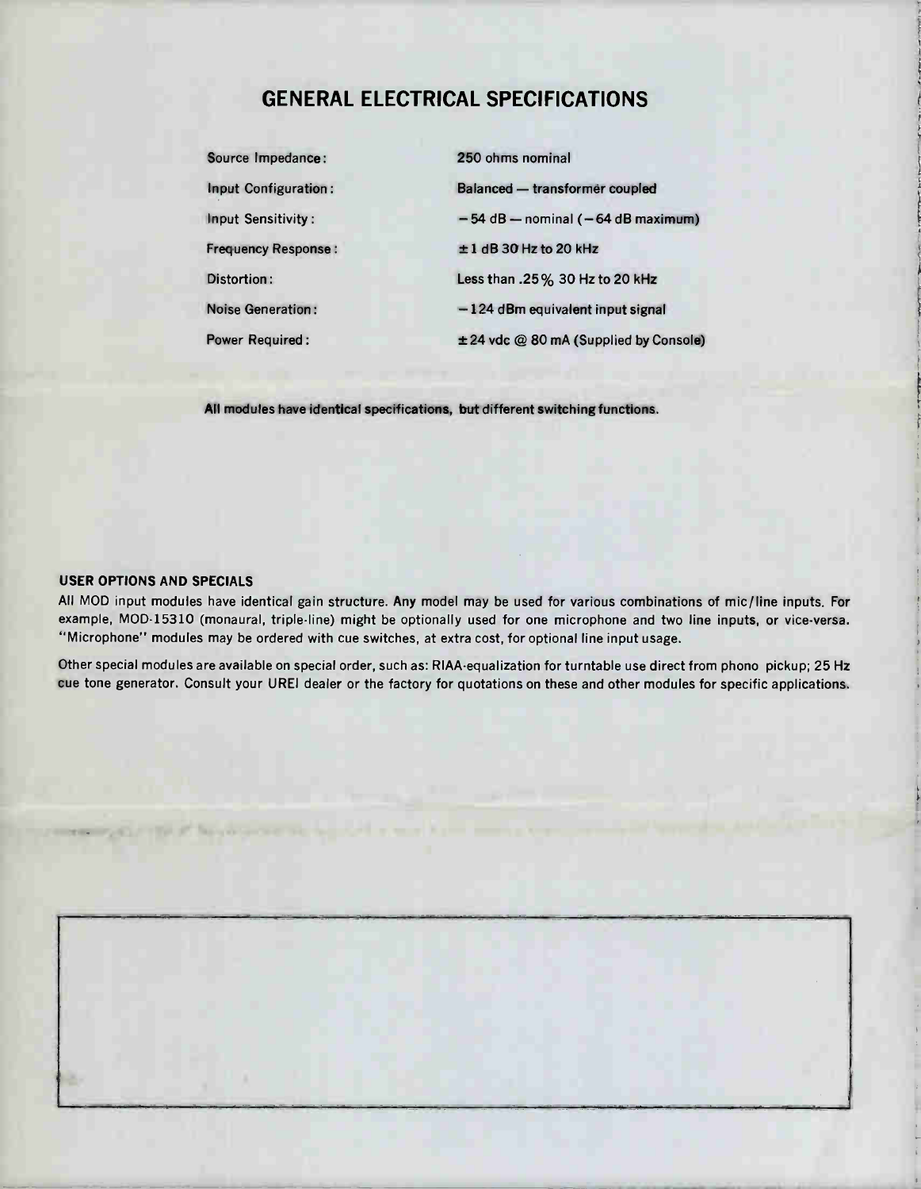## GENERAL ELECTRICAL SPECIFICATIONS

| | |
|---|---|
| Source Impedance: | 250 ohms nominal |
| Input Configuration: | Balanced — transformer coupled |
| Input Sensitivity: | −54 dB — nominal (−64 dB maximum) |
| Frequency Response: | ±1 dB 30 Hz to 20 kHz |
| Distortion: | Less than .25% 30 Hz to 20 kHz |
| Noise Generation: | −124 dBm equivalent input signal |
| Power Required: | ±24 vdc @ 80 mA (Supplied by Console) |

**All modules have identical specifications, but different switching functions.**

### USER OPTIONS AND SPECIALS

All MOD input modules have identical gain structure. Any model may be used for various combinations of mic/line inputs. For example, MOD-15310 (monaural, triple-line) might be optionally used for one microphone and two line inputs, or vice-versa. "Microphone" modules may be ordered with cue switches, at extra cost, for optional line input usage.

Other special modules are available on special order, such as: RIAA-equalization for turntable use direct from phono pickup; 25 Hz cue tone generator. Consult your UREI dealer or the factory for quotations on these and other modules for specific applications.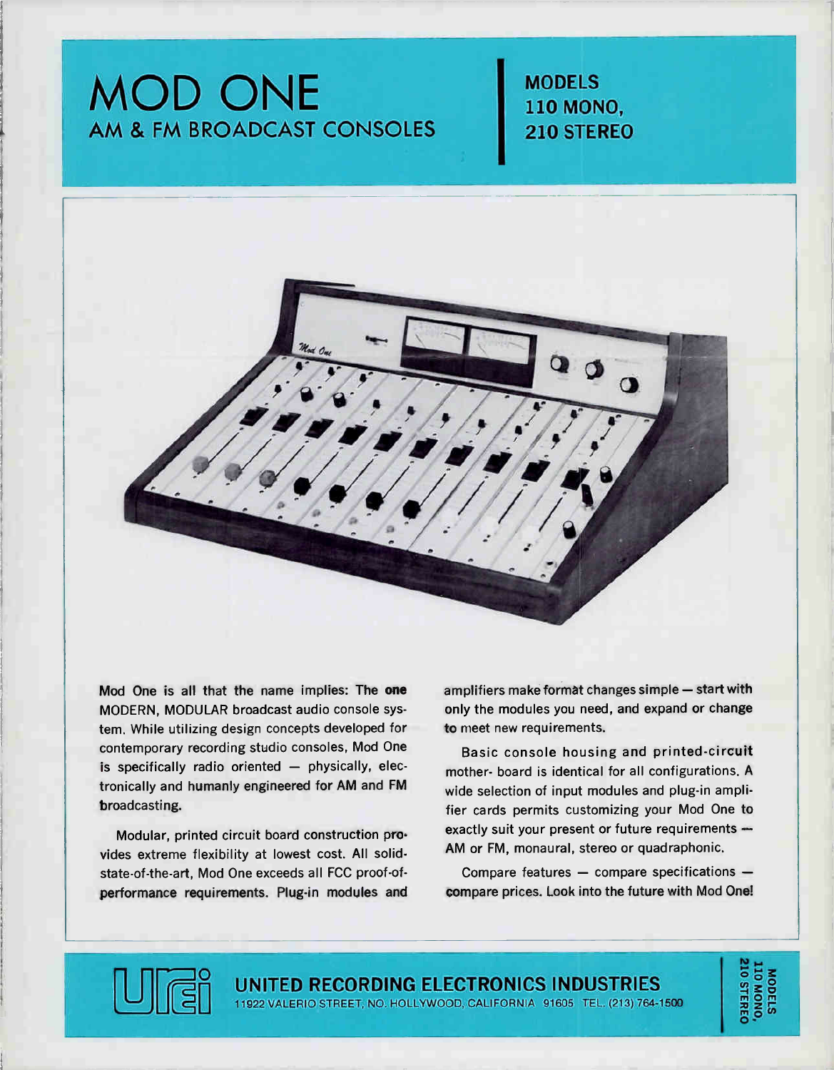# MOD ONE

## AM & FM BROADCAST CONSOLES

**MODELS 110 MONO, 210 STEREO**

Mod One is all that the name implies: The **one** MODERN, MODULAR broadcast audio console system. While utilizing design concepts developed for contemporary recording studio consoles, Mod One is specifically radio oriented — physically, electronically and humanly engineered for AM and FM broadcasting.

Modular, printed circuit board construction provides extreme flexibility at lowest cost. All solid-state-of-the-art, Mod One exceeds all FCC proof-of-performance requirements. Plug-in modules and amplifiers make format changes simple — start with only the modules you need, and expand or change to meet new requirements.

Basic console housing and printed-circuit mother- board is identical for all configurations. A wide selection of input modules and plug-in amplifier cards permits customizing your Mod One to exactly suit your present or future requirements — AM or FM, monaural, stereo or quadraphonic.

Compare features — compare specifications — compare prices. Look into the future with Mod One!

**UNITED RECORDING ELECTRONICS INDUSTRIES**
11922 VALERIO STREET, NO. HOLLYWOOD, CALIFORNIA 91605 TEL. (213) 764-1500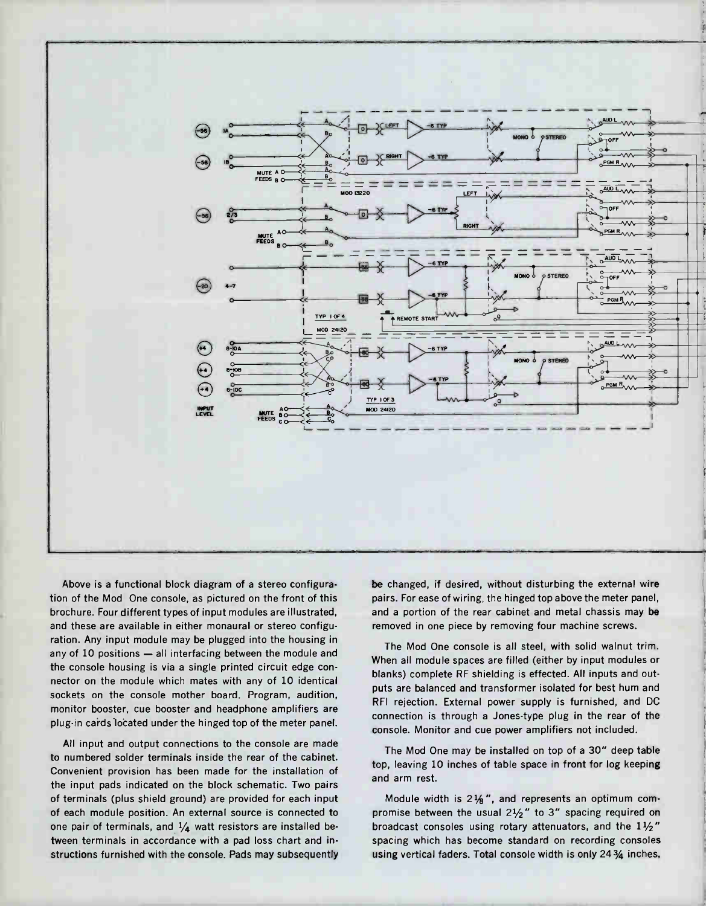-56
1A
-56
1B
MUTE FEEDS A B
LEFT
RIGHT
-6 TYP
MONO
STEREO
AUD L
OFF
PGM R
MOD 13220
-56
2/3
MUTE FEEDS A B
-20
4-7
TYP 1 OF 4
MOD 24120
REMOTE START
+4
8-10A
+4
8-10B
+4
8-10C
INPUT LEVEL
MUTE FEEDS A B C
TYP 1 OF 3
MOD 24120

Above is a functional block diagram of a stereo configuration of the Mod One console, as pictured on the front of this brochure. Four different types of input modules are illustrated, and these are available in either monaural or stereo configuration. Any input module may be plugged into the housing in any of 10 positions — all interfacing between the module and the console housing is via a single printed circuit edge connector on the module which mates with any of 10 identical sockets on the console mother board. Program, audition, monitor booster, cue booster and headphone amplifiers are plug-in cards located under the hinged top of the meter panel.

All input and output connections to the console are made to numbered solder terminals inside the rear of the cabinet. Convenient provision has been made for the installation of the input pads indicated on the block schematic. Two pairs of terminals (plus shield ground) are provided for each input of each module position. An external source is connected to one pair of terminals, and ¼ watt resistors are installed between terminals in accordance with a pad loss chart and instructions furnished with the console. Pads may subsequently be changed, if desired, without disturbing the external wire pairs. For ease of wiring, the hinged top above the meter panel, and a portion of the rear cabinet and metal chassis may be removed in one piece by removing four machine screws.

The Mod One console is all steel, with solid walnut trim. When all module spaces are filled (either by input modules or blanks) complete RF shielding is effected. All inputs and outputs are balanced and transformer isolated for best hum and RFI rejection. External power supply is furnished, and DC connection is through a Jones-type plug in the rear of the console. Monitor and cue power amplifiers not included.

The Mod One may be installed on top of a 30" deep table top, leaving 10 inches of table space in front for log keeping and arm rest.

Module width is 2⅛", and represents an optimum compromise between the usual 2½" to 3" spacing required on broadcast consoles using rotary attenuators, and the 1½" spacing which has become standard on recording consoles using vertical faders. Total console width is only 24¾ inches,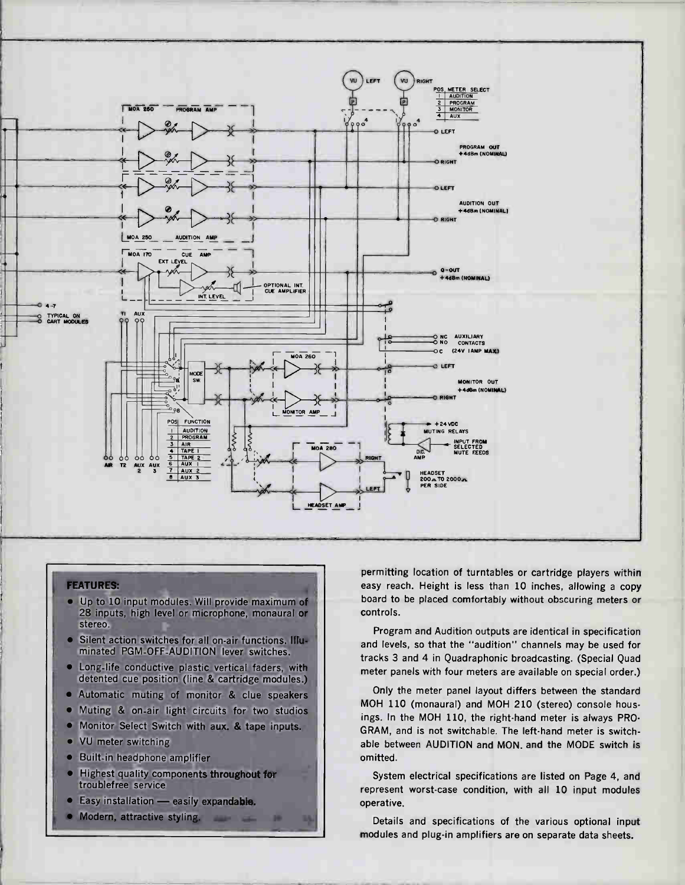VU LEFT

VU RIGHT

| POS | METER SELECT |
|---|---|
| 1 | AUDITION |
| 2 | PROGRAM |
| 3 | MONITOR |
| 4 | AUX |

MOA 250 PROGRAM AMP

MOA 250 AUDITION AMP

MOA 170 CUE AMP

EXT LEVEL

INT. LEVEL

OPTIONAL INT. CUE AMPLIFIER

LEFT

PROGRAM OUT
+4dBm (NOMINAL)

RIGHT

LEFT

AUDITION OUT
+4dBm (NOMINAL)

RIGHT

Q-OUT
+4dBm (NOMINAL)

4-7
TYPICAL ON CART MODULES

T1 AUX

NC AUXILIARY
NO CONTACTS
C (24V 1AMP MAX)

MODE SW.

MOA 260

MONITOR AMP

LEFT

MONITOR OUT
+4dBm (NOMINAL)

RIGHT

| POS | FUNCTION |
|---|---|
| 1 | AUDITION |
| 2 | PROGRAM |
| 3 | AIR |
| 4 | TAPE 1 |
| 5 | TAPE 2 |
| 6 | AUX 1 |
| 7 | AUX 2 |
| 8 | AUX 3 |

+24 VDC

MUTING RELAYS

INPUT FROM SELECTED MUTE FEEDS

D.C. AMP

AIR T2 AUX 2 AUX 3

MOA 280

HEADSET AMP

RIGHT

LEFT

HEADSET
200Ω TO 2000Ω PER SIDE

**FEATURES:**

- Up to 10 input modules. Will provide maximum of 28 inputs, high level or microphone, monaural or stereo.
- Silent action switches for all on-air functions. Illuminated PGM-OFF-AUDITION lever switches.
- Long-life conductive plastic vertical faders, with detented cue position (line & cartridge modules.)
- Automatic muting of monitor & clue speakers
- Muting & on-air light circuits for two studios
- Monitor Select Switch with aux. & tape inputs.
- VU meter switching
- Built-in headphone amplifier
- Highest quality components throughout for troublefree service
- Easy installation — easily expandable.
- Modern, attractive styling.

permitting location of turntables or cartridge players within easy reach. Height is less than 10 inches, allowing a copy board to be placed comfortably without obscuring meters or controls.

Program and Audition outputs are identical in specification and levels, so that the "audition" channels may be used for tracks 3 and 4 in Quadraphonic broadcasting. (Special Quad meter panels with four meters are available on special order.)

Only the meter panel layout differs between the standard MOH 110 (monaural) and MOH 210 (stereo) console housings. In the MOH 110, the right-hand meter is always PROGRAM, and is not switchable. The left-hand meter is switchable between AUDITION and MON. and the MODE switch is omitted.

System electrical specifications are listed on Page 4, and represent worst-case condition, with all 10 input modules operative.

Details and specifications of the various optional input modules and plug-in amplifiers are on separate data sheets.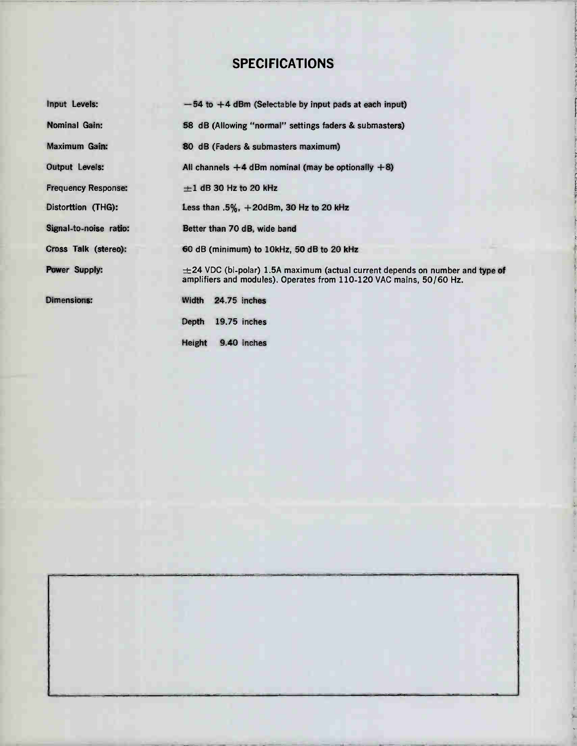# SPECIFICATIONS

| | |
|---|---|
| Input Levels: | −54 to +4 dBm (Selectable by input pads at each input) |
| Nominal Gain: | 58 dB (Allowing "normal" settings faders & submasters) |
| Maximum Gain: | 80 dB (Faders & submasters maximum) |
| Output Levels: | All channels +4 dBm nominal (may be optionally +8) |
| Frequency Response: | ±1 dB 30 Hz to 20 kHz |
| Distorttion (THG): | Less than .5%, +20dBm, 30 Hz to 20 kHz |
| Signal-to-noise ratio: | Better than 70 dB, wide band |
| Cross Talk (stereo): | 60 dB (minimum) to 10kHz, 50 dB to 20 kHz |
| Power Supply: | ±24 VDC (bi-polar) 1.5A maximum (actual current depends on number and type of amplifiers and modules). Operates from 110-120 VAC mains, 50/60 Hz. |
| Dimensions: | Width 24.75 inches |
| | Depth 19.75 inches |
| | Height 9.40 inches |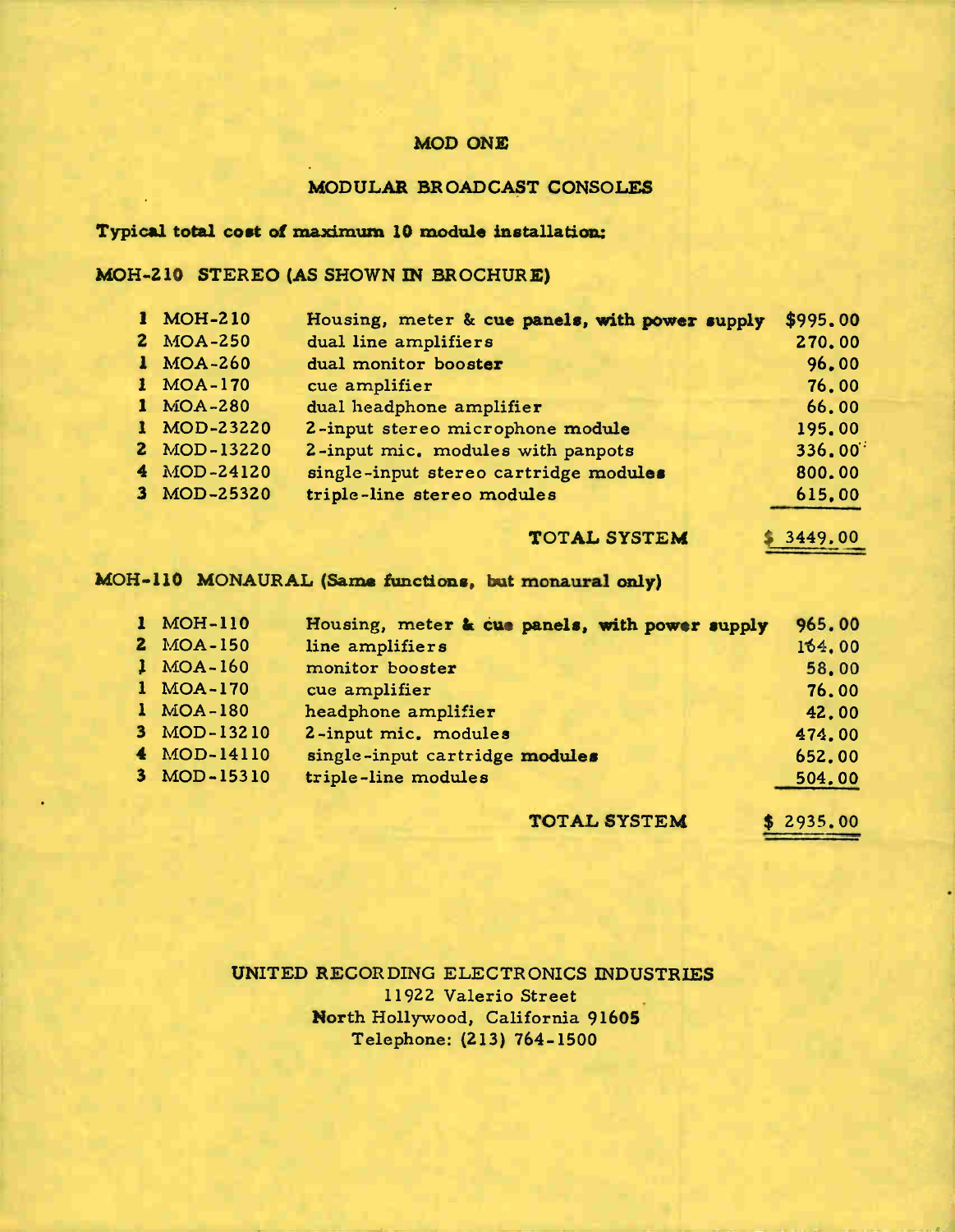# MOD ONE

## MODULAR BROADCAST CONSOLES

**Typical total cost of maximum 10 module installation:**

### MOH-210 STEREO (AS SHOWN IN BROCHURE)

| | | | |
|---|---|---|---|
| 1 | MOH-210 | Housing, meter & cue panels, with power supply | $995.00 |
| 2 | MOA-250 | dual line amplifiers | 270.00 |
| 1 | MOA-260 | dual monitor booster | 96.00 |
| 1 | MOA-170 | cue amplifier | 76.00 |
| 1 | MOA-280 | dual headphone amplifier | 66.00 |
| 1 | MOD-23220 | 2-input stereo microphone module | 195.00 |
| 2 | MOD-13220 | 2-input mic. modules with panpots | 336.00 |
| 4 | MOD-24120 | single-input stereo cartridge modules | 800.00 |
| 3 | MOD-25320 | triple-line stereo modules | 615.00 |
| | | **TOTAL SYSTEM** | $ 3449.00 |

### MOH-110 MONAURAL (Same functions, but monaural only)

| | | | |
|---|---|---|---|
| 1 | MOH-110 | Housing, meter & cue panels, with power supply | 965.00 |
| 2 | MOA-150 | line amplifiers | 164.00 |
| 1 | MOA-160 | monitor booster | 58.00 |
| 1 | MOA-170 | cue amplifier | 76.00 |
| 1 | MOA-180 | headphone amplifier | 42.00 |
| 3 | MOD-13210 | 2-input mic. modules | 474.00 |
| 4 | MOD-14110 | single-input cartridge modules | 652.00 |
| 3 | MOD-15310 | triple-line modules | 504.00 |
| | | **TOTAL SYSTEM** | $ 2935.00 |

UNITED RECORDING ELECTRONICS INDUSTRIES
11922 Valerio Street
North Hollywood, California 91605
Telephone: (213) 764-1500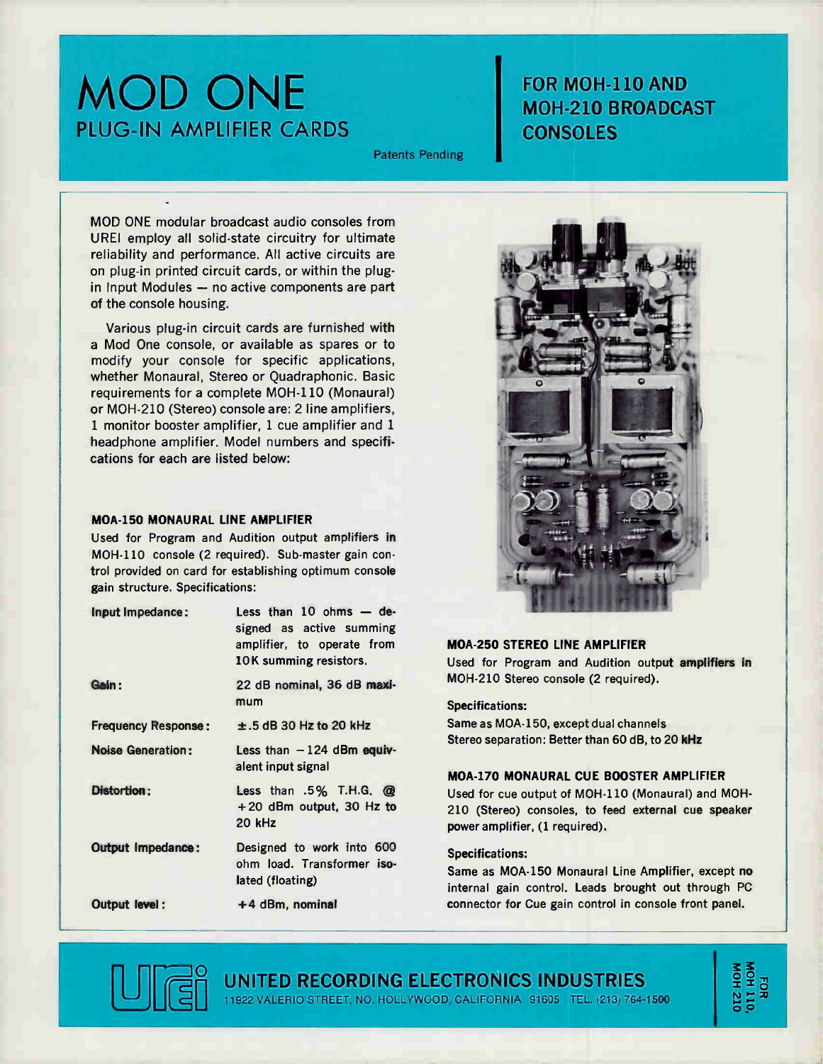# MOD ONE

## PLUG-IN AMPLIFIER CARDS

Patents Pending

**FOR MOH-110 AND MOH-210 BROADCAST CONSOLES**

MOD ONE modular broadcast audio consoles from UREI employ all solid-state circuitry for ultimate reliability and performance. All active circuits are on plug-in printed circuit cards, or within the plug-in Input Modules — no active components are part of the console housing.

Various plug-in circuit cards are furnished with a Mod One console, or available as spares or to modify your console for specific applications, whether Monaural, Stereo or Quadraphonic. Basic requirements for a complete MOH-110 (Monaural) or MOH-210 (Stereo) console are: 2 line amplifiers, 1 monitor booster amplifier, 1 cue amplifier and 1 headphone amplifier. Model numbers and specifications for each are listed below:

### MOA-150 MONAURAL LINE AMPLIFIER

Used for Program and Audition output amplifiers in MOH-110 console (2 required). Sub-master gain control provided on card for establishing optimum console gain structure. Specifications:

| | |
|---|---|
| **Input Impedance:** | Less than 10 ohms — designed as active summing amplifier, to operate from 10K summing resistors. |
| **Gain:** | 22 dB nominal, 36 dB maximum |
| **Frequency Response:** | ±.5 dB 30 Hz to 20 kHz |
| **Noise Generation:** | Less than −124 dBm equivalent input signal |
| **Distortion:** | Less than .5% T.H.G. @ +20 dBm output, 30 Hz to 20 kHz |
| **Output Impedance:** | Designed to work into 600 ohm load. Transformer isolated (floating) |
| **Output level:** | +4 dBm, nominal |

### MOA-250 STEREO LINE AMPLIFIER

Used for Program and Audition output amplifiers in MOH-210 Stereo console (2 required).

**Specifications:**

Same as MOA-150, except dual channels
Stereo separation: Better than 60 dB, to 20 kHz

### MOA-170 MONAURAL CUE BOOSTER AMPLIFIER

Used for cue output of MOH-110 (Monaural) and MOH-210 (Stereo) consoles, to feed external cue speaker power amplifier, (1 required).

**Specifications:**

Same as MOA-150 Monaural Line Amplifier, except no internal gain control. Leads brought out through PC connector for Cue gain control in console front panel.

**UNITED RECORDING ELECTRONICS INDUSTRIES**
11922 VALERIO STREET, NO. HOLLYWOOD, CALIFORNIA 91605 TEL. (213) 764-1500

FOR MOH 110, MOH 210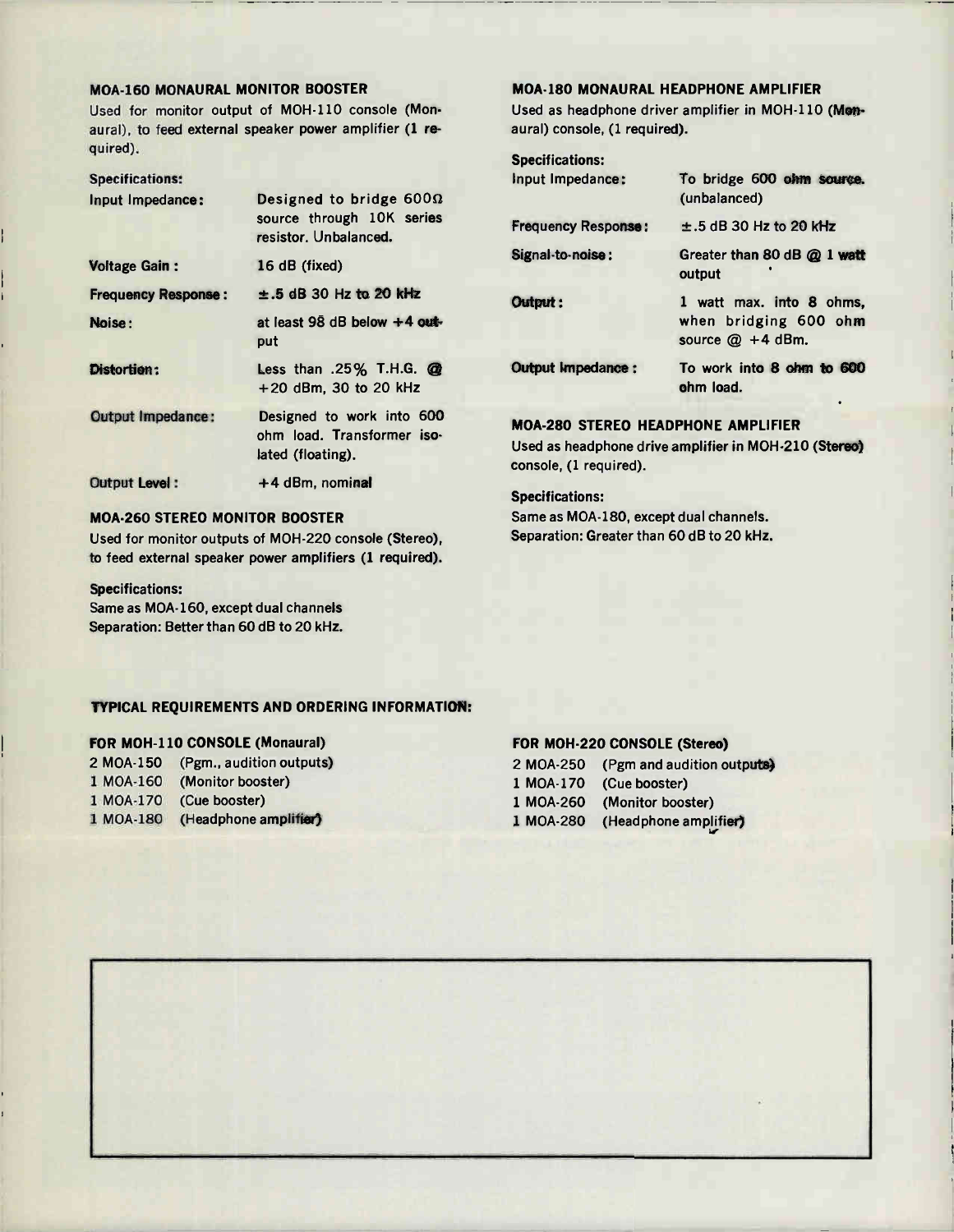## MOA-160 MONAURAL MONITOR BOOSTER

Used for monitor output of MOH-110 console (Monaural), to feed external speaker power amplifier (1 required).

**Specifications:**

| | |
|---|---|
| **Input Impedance:** | Designed to bridge 600Ω source through 10K series resistor. Unbalanced. |
| **Voltage Gain:** | 16 dB (fixed) |
| **Frequency Response:** | ±.5 dB 30 Hz to 20 kHz |
| **Noise:** | at least 98 dB below +4 output |
| **Distortion:** | Less than .25% T.H.G. @ +20 dBm, 30 to 20 kHz |
| **Output Impedance:** | Designed to work into 600 ohm load. Transformer isolated (floating). |
| **Output Level:** | +4 dBm, nominal |

## MOA-260 STEREO MONITOR BOOSTER

Used for monitor outputs of MOH-220 console (Stereo), to feed external speaker power amplifiers (1 required).

**Specifications:**
Same as MOA-160, except dual channels
Separation: Better than 60 dB to 20 kHz.

## MOA-180 MONAURAL HEADPHONE AMPLIFIER

Used as headphone driver amplifier in MOH-110 (Monaural) console, (1 required).

**Specifications:**

| | |
|---|---|
| **Input Impedance:** | To bridge 600 ohm source. (unbalanced) |
| **Frequency Response:** | ±.5 dB 30 Hz to 20 kHz |
| **Signal-to-noise:** | Greater than 80 dB @ 1 watt output |
| **Output:** | 1 watt max. into 8 ohms, when bridging 600 ohm source @ +4 dBm. |
| **Output Impedance:** | To work into 8 ohm to 600 ohm load. |

## MOA-280 STEREO HEADPHONE AMPLIFIER

Used as headphone drive amplifier in MOH-210 (Stereo) console, (1 required).

**Specifications:**
Same as MOA-180, except dual channels.
Separation: Greater than 60 dB to 20 kHz.

## TYPICAL REQUIREMENTS AND ORDERING INFORMATION:

**FOR MOH-110 CONSOLE (Monaural)**

| | |
|---|---|
| 2 MOA-150 | (Pgm., audition outputs) |
| 1 MOA-160 | (Monitor booster) |
| 1 MOA-170 | (Cue booster) |
| 1 MOA-180 | (Headphone amplifier) |

**FOR MOH-220 CONSOLE (Stereo)**

| | |
|---|---|
| 2 MOA-250 | (Pgm and audition outputs) |
| 1 MOA-170 | (Cue booster) |
| 1 MOA-260 | (Monitor booster) |
| 1 MOA-280 | (Headphone amplifier) |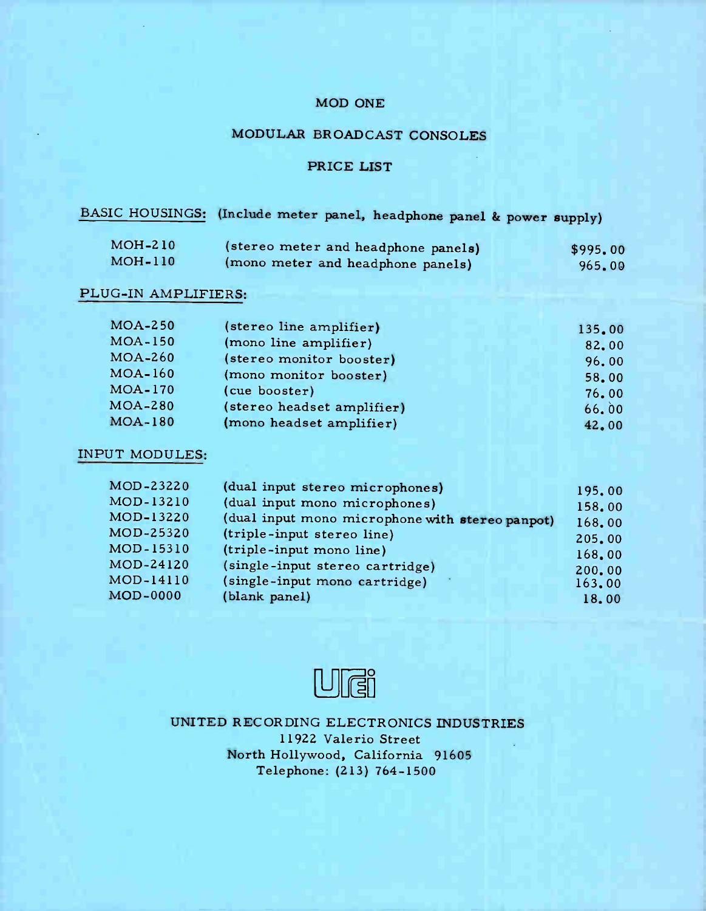# MOD ONE

## MODULAR BROADCAST CONSOLES

## PRICE LIST

**BASIC HOUSINGS:** (Include meter panel, headphone panel & power supply)

| | | |
|---|---|---|
| MOH-210 | (stereo meter and headphone panels) | $995.00 |
| MOH-110 | (mono meter and headphone panels) | 965.00 |

**PLUG-IN AMPLIFIERS:**

| | | |
|---|---|---|
| MOA-250 | (stereo line amplifier) | 135.00 |
| MOA-150 | (mono line amplifier) | 82.00 |
| MOA-260 | (stereo monitor booster) | 96.00 |
| MOA-160 | (mono monitor booster) | 58.00 |
| MOA-170 | (cue booster) | 76.00 |
| MOA-280 | (stereo headset amplifier) | 66.00 |
| MOA-180 | (mono headset amplifier) | 42.00 |

**INPUT MODULES:**

| | | |
|---|---|---|
| MOD-23220 | (dual input stereo microphones) | 195.00 |
| MOD-13210 | (dual input mono microphones) | 158.00 |
| MOD-13220 | (dual input mono microphone with stereo panpot) | 168.00 |
| MOD-25320 | (triple-input stereo line) | 205.00 |
| MOD-15310 | (triple-input mono line) | 168.00 |
| MOD-24120 | (single-input stereo cartridge) | 200.00 |
| MOD-14110 | (single-input mono cartridge) | 163.00 |
| MOD-0000 | (blank panel) | 18.00 |

UREI

UNITED RECORDING ELECTRONICS INDUSTRIES
11922 Valerio Street
North Hollywood, California 91605
Telephone: (213) 764-1500